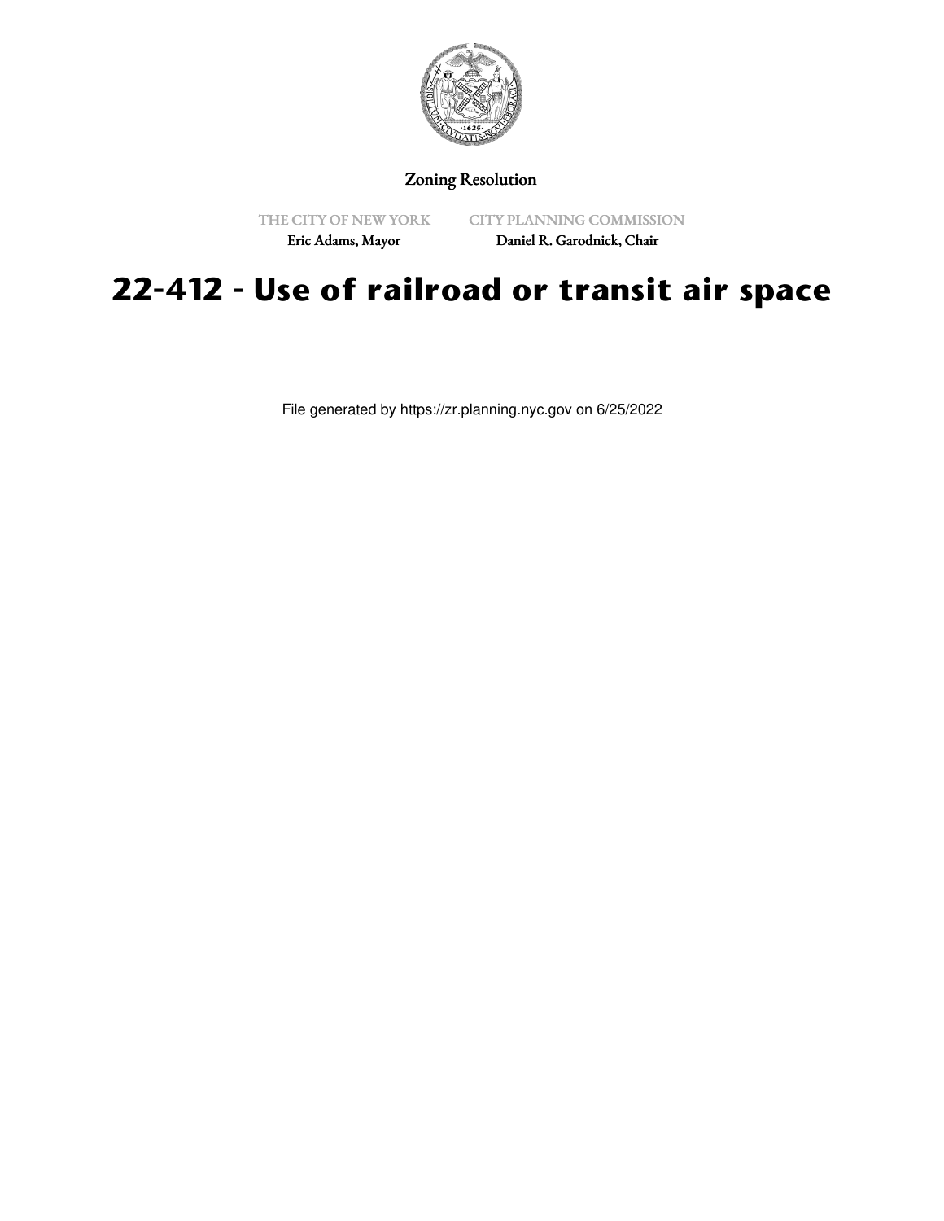Zoning Resolution

THE CITY OF NEW YORK
Eric Adams, Mayor

CITY PLANNING COMMISSION
Daniel R. Garodnick, Chair

# 22-412 - Use of railroad or transit air space

File generated by https://zr.planning.nyc.gov on 6/25/2022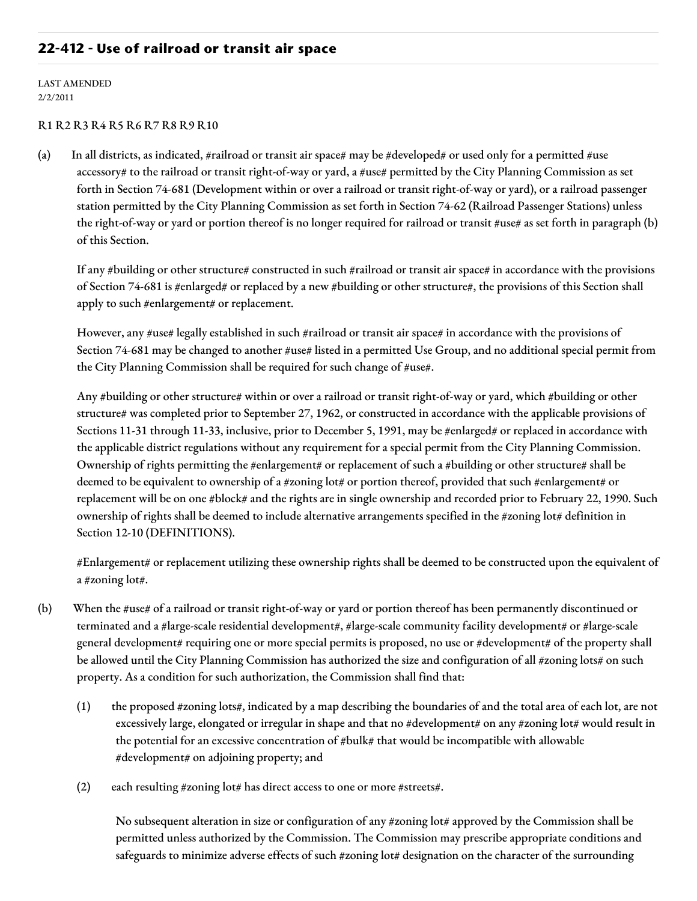## 22-412 - Use of railroad or transit air space

LAST AMENDED
2/2/2011

R1 R2 R3 R4 R5 R6 R7 R8 R9 R10

(a) In all districts, as indicated, #railroad or transit air space# may be #developed# or used only for a permitted #use accessory# to the railroad or transit right-of-way or yard, a #use# permitted by the City Planning Commission as set forth in Section 74-681 (Development within or over a railroad or transit right-of-way or yard), or a railroad passenger station permitted by the City Planning Commission as set forth in Section 74-62 (Railroad Passenger Stations) unless the right-of-way or yard or portion thereof is no longer required for railroad or transit #use# as set forth in paragraph (b) of this Section.

If any #building or other structure# constructed in such #railroad or transit air space# in accordance with the provisions of Section 74-681 is #enlarged# or replaced by a new #building or other structure#, the provisions of this Section shall apply to such #enlargement# or replacement.

However, any #use# legally established in such #railroad or transit air space# in accordance with the provisions of Section 74-681 may be changed to another #use# listed in a permitted Use Group, and no additional special permit from the City Planning Commission shall be required for such change of #use#.

Any #building or other structure# within or over a railroad or transit right-of-way or yard, which #building or other structure# was completed prior to September 27, 1962, or constructed in accordance with the applicable provisions of Sections 11-31 through 11-33, inclusive, prior to December 5, 1991, may be #enlarged# or replaced in accordance with the applicable district regulations without any requirement for a special permit from the City Planning Commission. Ownership of rights permitting the #enlargement# or replacement of such a #building or other structure# shall be deemed to be equivalent to ownership of a #zoning lot# or portion thereof, provided that such #enlargement# or replacement will be on one #block# and the rights are in single ownership and recorded prior to February 22, 1990. Such ownership of rights shall be deemed to include alternative arrangements specified in the #zoning lot# definition in Section 12-10 (DEFINITIONS).

#Enlargement# or replacement utilizing these ownership rights shall be deemed to be constructed upon the equivalent of a #zoning lot#.

(b) When the #use# of a railroad or transit right-of-way or yard or portion thereof has been permanently discontinued or terminated and a #large-scale residential development#, #large-scale community facility development# or #large-scale general development# requiring one or more special permits is proposed, no use or #development# of the property shall be allowed until the City Planning Commission has authorized the size and configuration of all #zoning lots# on such property. As a condition for such authorization, the Commission shall find that:

(1) the proposed #zoning lots#, indicated by a map describing the boundaries of and the total area of each lot, are not excessively large, elongated or irregular in shape and that no #development# on any #zoning lot# would result in the potential for an excessive concentration of #bulk# that would be incompatible with allowable #development# on adjoining property; and

(2) each resulting #zoning lot# has direct access to one or more #streets#.

No subsequent alteration in size or configuration of any #zoning lot# approved by the Commission shall be permitted unless authorized by the Commission. The Commission may prescribe appropriate conditions and safeguards to minimize adverse effects of such #zoning lot# designation on the character of the surrounding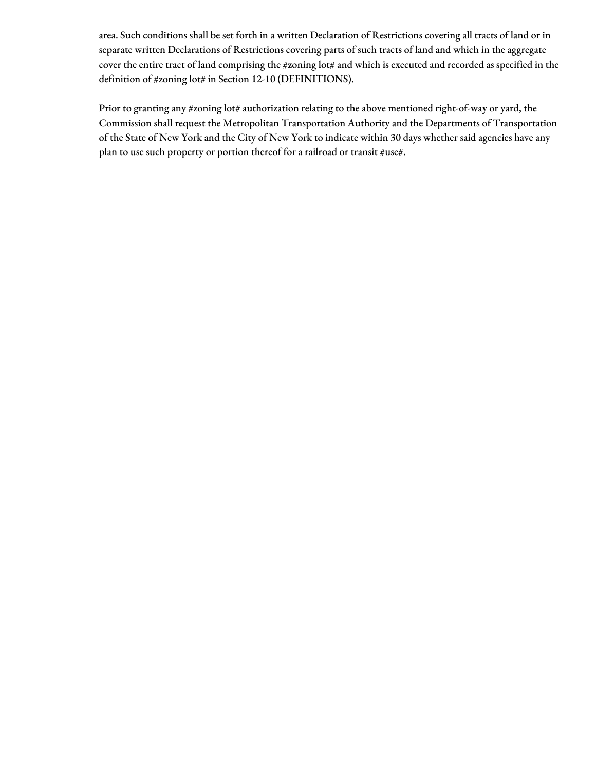area. Such conditions shall be set forth in a written Declaration of Restrictions covering all tracts of land or in separate written Declarations of Restrictions covering parts of such tracts of land and which in the aggregate cover the entire tract of land comprising the #zoning lot# and which is executed and recorded as specified in the definition of #zoning lot# in Section 12-10 (DEFINITIONS).

Prior to granting any #zoning lot# authorization relating to the above mentioned right-of-way or yard, the Commission shall request the Metropolitan Transportation Authority and the Departments of Transportation of the State of New York and the City of New York to indicate within 30 days whether said agencies have any plan to use such property or portion thereof for a railroad or transit #use#.